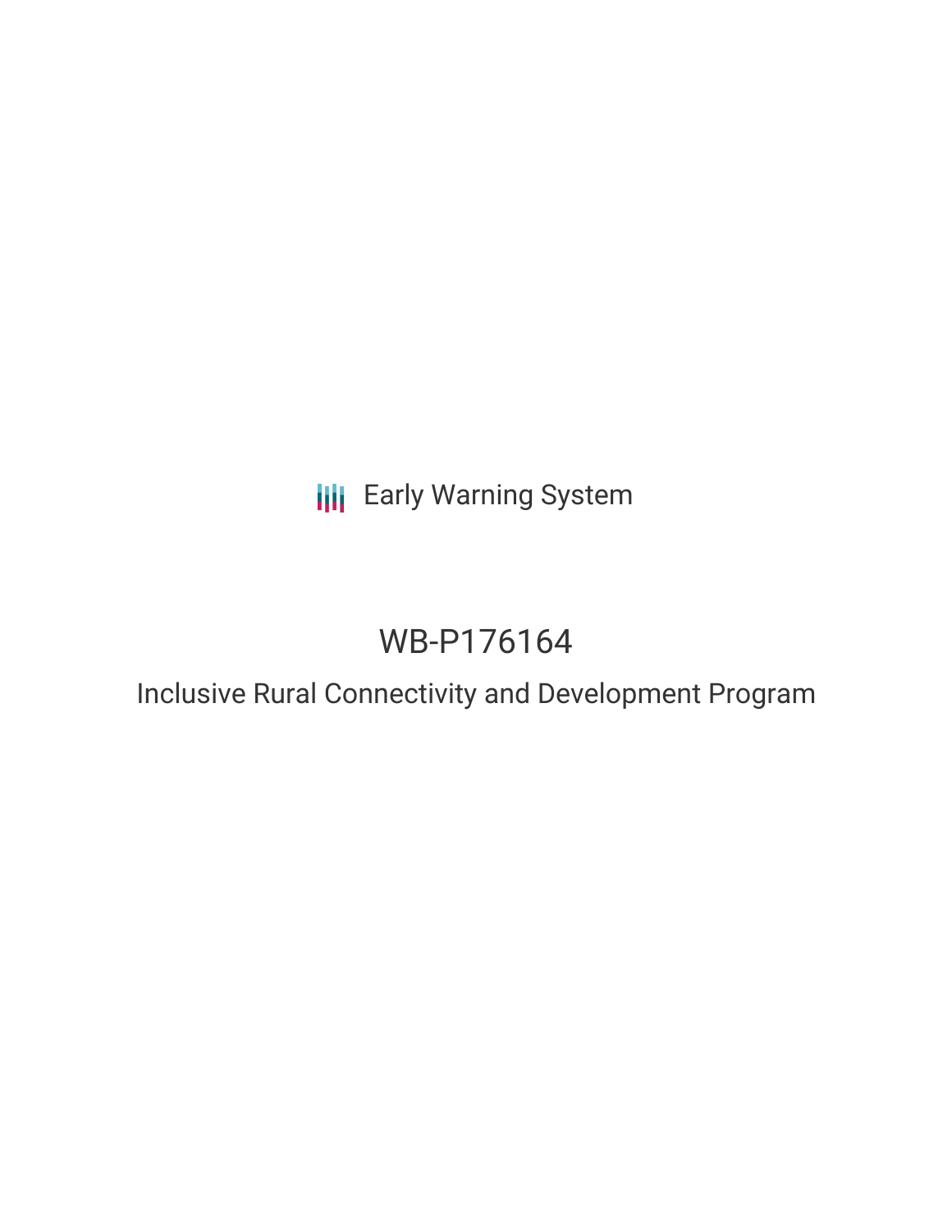Early Warning System

# WB-P176164

## Inclusive Rural Connectivity and Development Program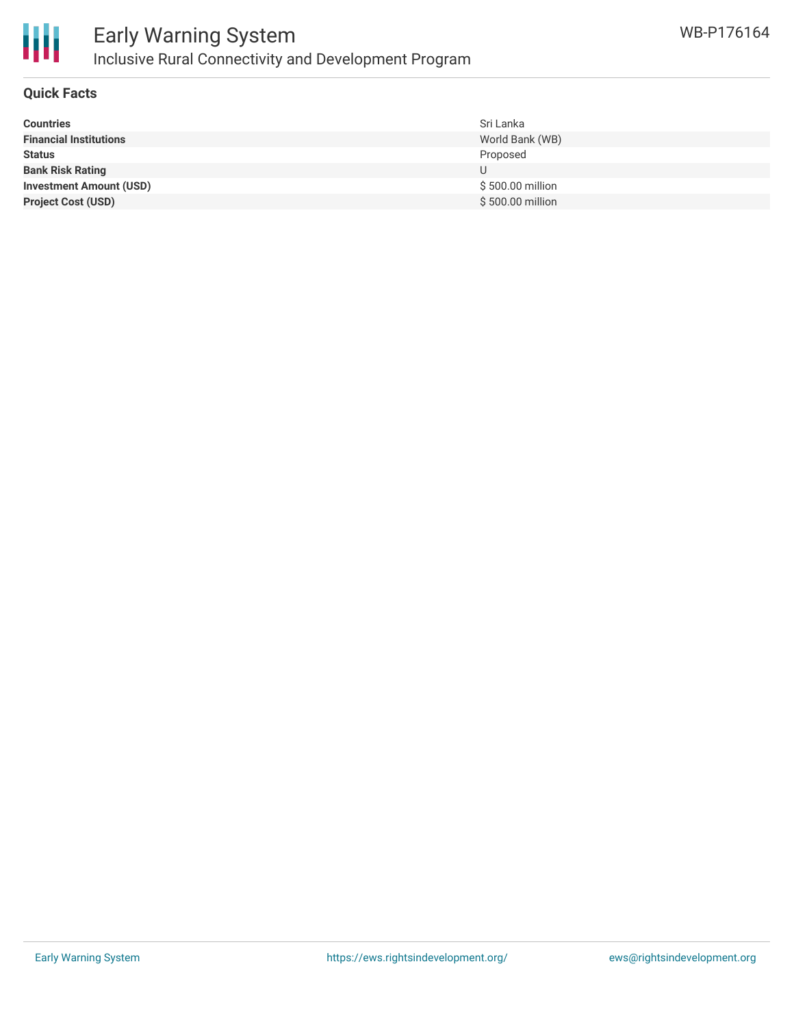## Quick Facts

| | |
|---|---|
| **Countries** | Sri Lanka |
| **Financial Institutions** | World Bank (WB) |
| **Status** | Proposed |
| **Bank Risk Rating** | U |
| **Investment Amount (USD)** | $ 500.00 million |
| **Project Cost (USD)** | $ 500.00 million |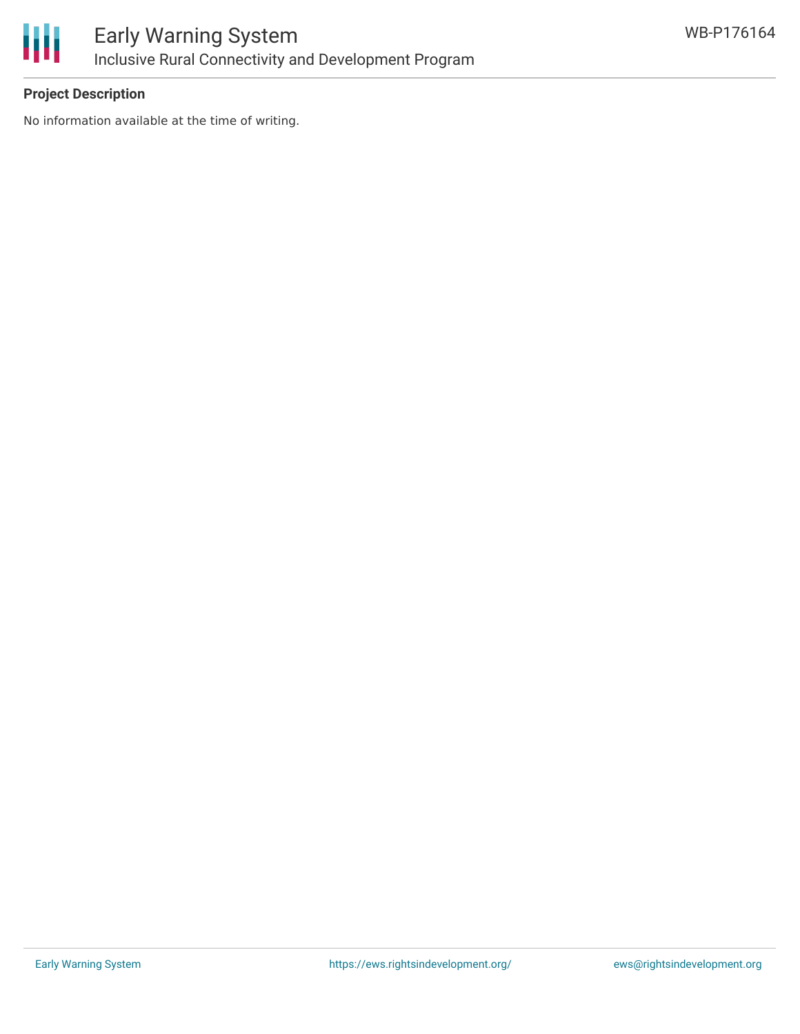**Project Description**

No information available at the time of writing.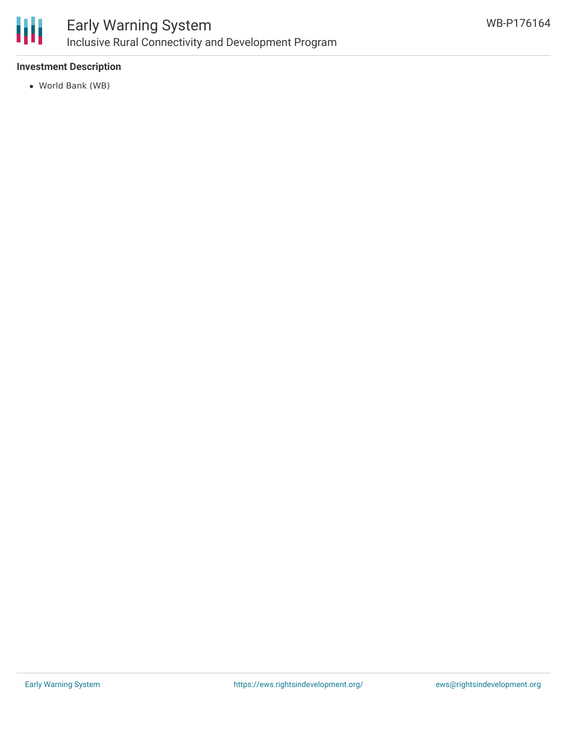### Investment Description

- World Bank (WB)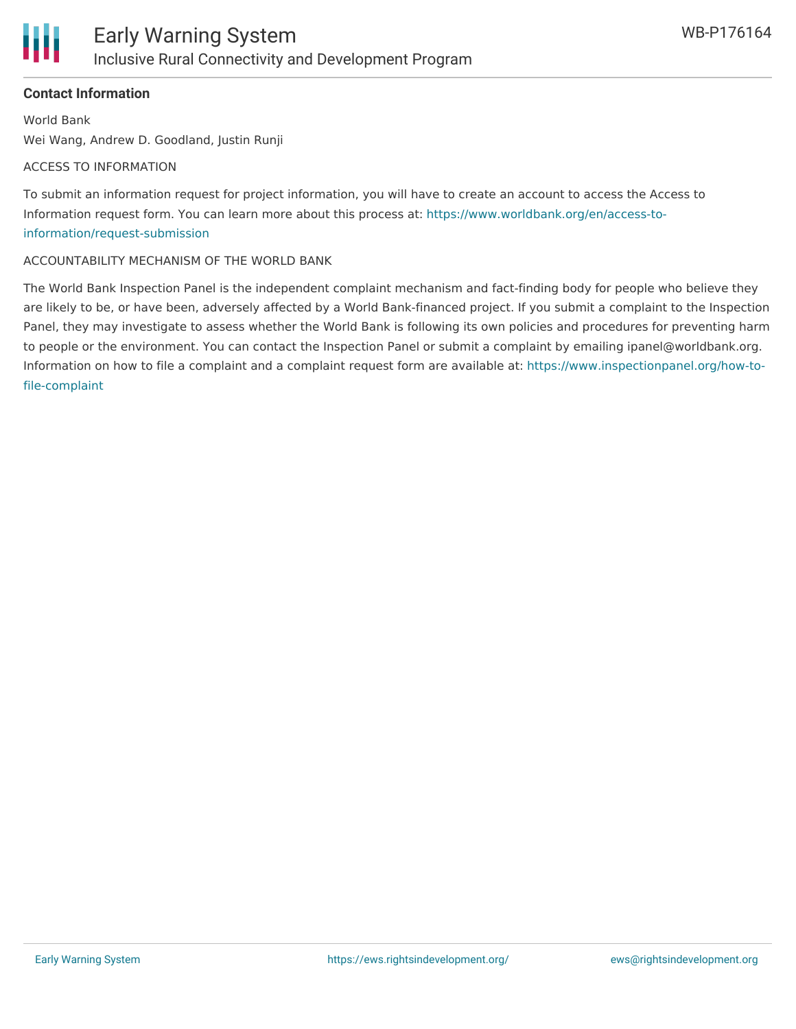**Contact Information**

World Bank
Wei Wang, Andrew D. Goodland, Justin Runji

ACCESS TO INFORMATION

To submit an information request for project information, you will have to create an account to access the Access to Information request form. You can learn more about this process at: https://www.worldbank.org/en/access-to-information/request-submission

ACCOUNTABILITY MECHANISM OF THE WORLD BANK

The World Bank Inspection Panel is the independent complaint mechanism and fact-finding body for people who believe they are likely to be, or have been, adversely affected by a World Bank-financed project. If you submit a complaint to the Inspection Panel, they may investigate to assess whether the World Bank is following its own policies and procedures for preventing harm to people or the environment. You can contact the Inspection Panel or submit a complaint by emailing ipanel@worldbank.org. Information on how to file a complaint and a complaint request form are available at: https://www.inspectionpanel.org/how-to-file-complaint